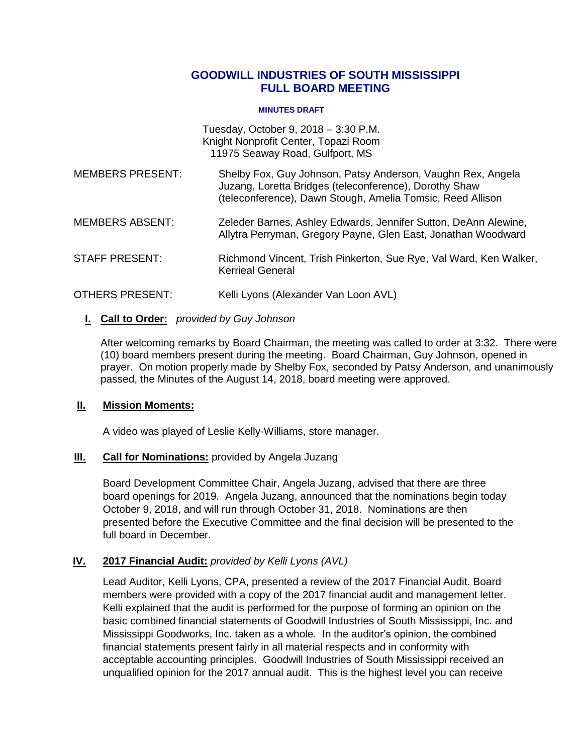# GOODWILL INDUSTRIES OF SOUTH MISSISSIPPI
# FULL BOARD MEETING

**MINUTES DRAFT**

Tuesday, October 9, 2018 – 3:30 P.M.
Knight Nonprofit Center, Topazi Room
11975 Seaway Road, Gulfport, MS

MEMBERS PRESENT: Shelby Fox, Guy Johnson, Patsy Anderson, Vaughn Rex, Angela Juzang, Loretta Bridges (teleconference), Dorothy Shaw (teleconference), Dawn Stough, Amelia Tomsic, Reed Allison

MEMBERS ABSENT: Zeleder Barnes, Ashley Edwards, Jennifer Sutton, DeAnn Alewine, Allytra Perryman, Gregory Payne, Glen East, Jonathan Woodward

STAFF PRESENT: Richmond Vincent, Trish Pinkerton, Sue Rye, Val Ward, Ken Walker, Kerrieal General

OTHERS PRESENT: Kelli Lyons (Alexander Van Loon AVL)

## I. Call to Order: *provided by Guy Johnson*

After welcoming remarks by Board Chairman, the meeting was called to order at 3:32. There were (10) board members present during the meeting. Board Chairman, Guy Johnson, opened in prayer. On motion properly made by Shelby Fox, seconded by Patsy Anderson, and unanimously passed, the Minutes of the August 14, 2018, board meeting were approved.

## II. Mission Moments:

A video was played of Leslie Kelly-Williams, store manager.

## III. Call for Nominations: provided by Angela Juzang

Board Development Committee Chair, Angela Juzang, advised that there are three board openings for 2019. Angela Juzang, announced that the nominations begin today October 9, 2018, and will run through October 31, 2018. Nominations are then presented before the Executive Committee and the final decision will be presented to the full board in December.

## IV. 2017 Financial Audit: *provided by Kelli Lyons (AVL)*

Lead Auditor, Kelli Lyons, CPA, presented a review of the 2017 Financial Audit. Board members were provided with a copy of the 2017 financial audit and management letter. Kelli explained that the audit is performed for the purpose of forming an opinion on the basic combined financial statements of Goodwill Industries of South Mississippi, Inc. and Mississippi Goodworks, Inc. taken as a whole. In the auditor's opinion, the combined financial statements present fairly in all material respects and in conformity with acceptable accounting principles. Goodwill Industries of South Mississippi received an unqualified opinion for the 2017 annual audit. This is the highest level you can receive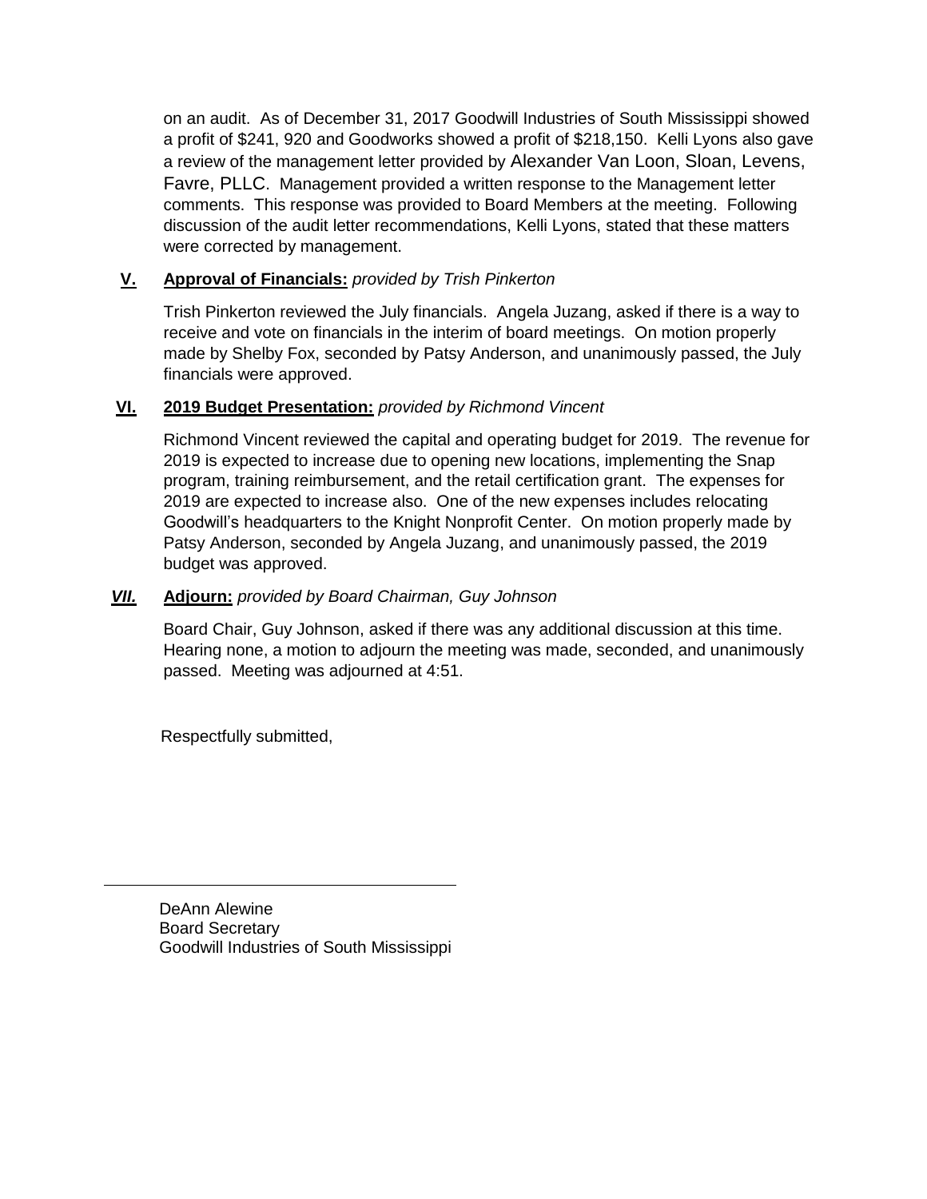on an audit. As of December 31, 2017 Goodwill Industries of South Mississippi showed a profit of $241, 920 and Goodworks showed a profit of $218,150. Kelli Lyons also gave a review of the management letter provided by Alexander Van Loon, Sloan, Levens, Favre, PLLC. Management provided a written response to the Management letter comments. This response was provided to Board Members at the meeting. Following discussion of the audit letter recommendations, Kelli Lyons, stated that these matters were corrected by management.

**V. Approval of Financials:** *provided by Trish Pinkerton*

Trish Pinkerton reviewed the July financials. Angela Juzang, asked if there is a way to receive and vote on financials in the interim of board meetings. On motion properly made by Shelby Fox, seconded by Patsy Anderson, and unanimously passed, the July financials were approved.

**VI. 2019 Budget Presentation:** *provided by Richmond Vincent*

Richmond Vincent reviewed the capital and operating budget for 2019. The revenue for 2019 is expected to increase due to opening new locations, implementing the Snap program, training reimbursement, and the retail certification grant. The expenses for 2019 are expected to increase also. One of the new expenses includes relocating Goodwill's headquarters to the Knight Nonprofit Center. On motion properly made by Patsy Anderson, seconded by Angela Juzang, and unanimously passed, the 2019 budget was approved.

***VII.*** **Adjourn:** *provided by Board Chairman, Guy Johnson*

Board Chair, Guy Johnson, asked if there was any additional discussion at this time. Hearing none, a motion to adjourn the meeting was made, seconded, and unanimously passed. Meeting was adjourned at 4:51.

Respectfully submitted,

---

DeAnn Alewine
Board Secretary
Goodwill Industries of South Mississippi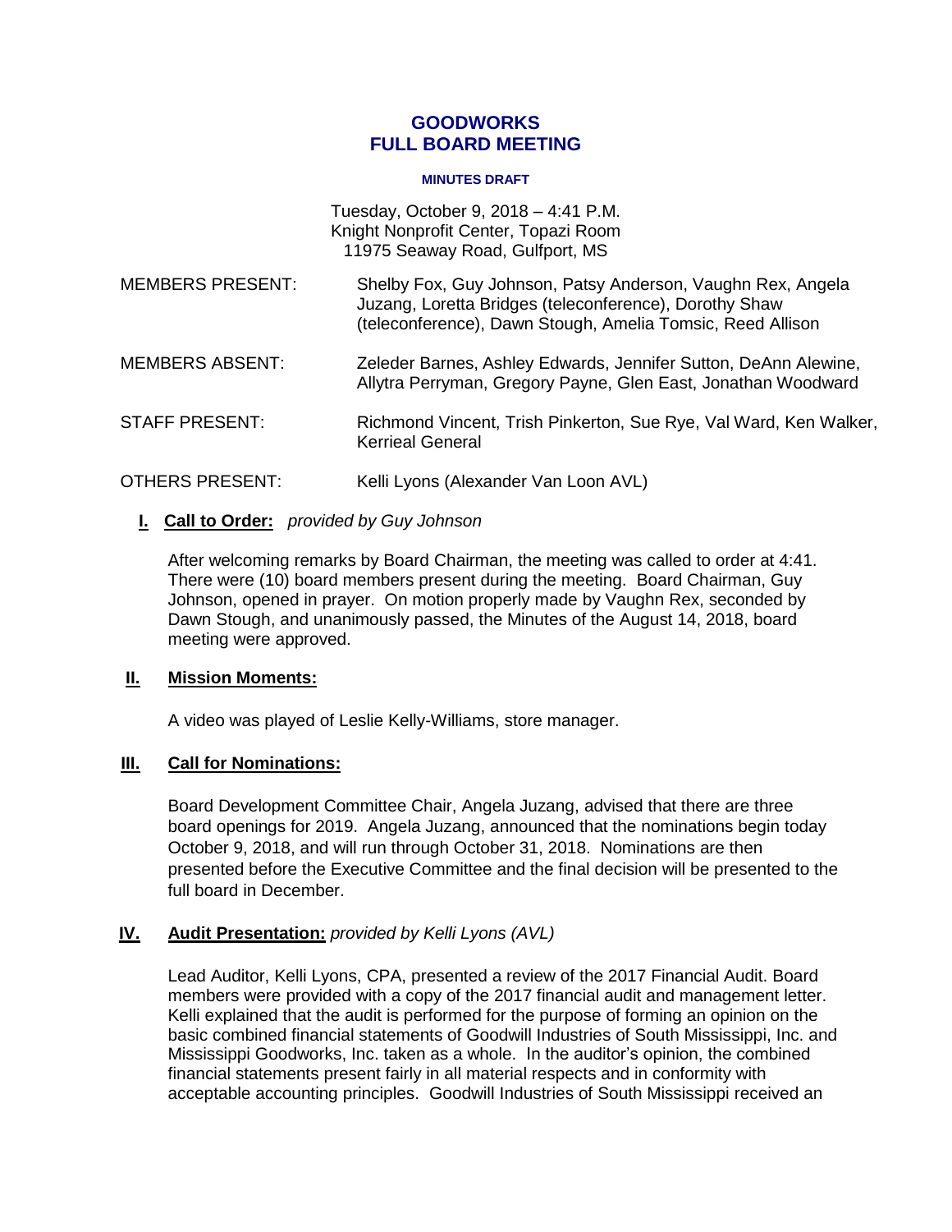# GOODWORKS
# FULL BOARD MEETING

**MINUTES DRAFT**

Tuesday, October 9, 2018 – 4:41 P.M.
Knight Nonprofit Center, Topazi Room
11975 Seaway Road, Gulfport, MS

| | |
|---|---|
| MEMBERS PRESENT: | Shelby Fox, Guy Johnson, Patsy Anderson, Vaughn Rex, Angela Juzang, Loretta Bridges (teleconference), Dorothy Shaw (teleconference), Dawn Stough, Amelia Tomsic, Reed Allison |
| MEMBERS ABSENT: | Zeleder Barnes, Ashley Edwards, Jennifer Sutton, DeAnn Alewine, Allytra Perryman, Gregory Payne, Glen East, Jonathan Woodward |
| STAFF PRESENT: | Richmond Vincent, Trish Pinkerton, Sue Rye, Val Ward, Ken Walker, Kerrieal General |
| OTHERS PRESENT: | Kelli Lyons (Alexander Van Loon AVL) |

## I. Call to Order: *provided by Guy Johnson*

After welcoming remarks by Board Chairman, the meeting was called to order at 4:41. There were (10) board members present during the meeting. Board Chairman, Guy Johnson, opened in prayer. On motion properly made by Vaughn Rex, seconded by Dawn Stough, and unanimously passed, the Minutes of the August 14, 2018, board meeting were approved.

## II. Mission Moments:

A video was played of Leslie Kelly-Williams, store manager.

## III. Call for Nominations:

Board Development Committee Chair, Angela Juzang, advised that there are three board openings for 2019. Angela Juzang, announced that the nominations begin today October 9, 2018, and will run through October 31, 2018. Nominations are then presented before the Executive Committee and the final decision will be presented to the full board in December.

## IV. Audit Presentation: *provided by Kelli Lyons (AVL)*

Lead Auditor, Kelli Lyons, CPA, presented a review of the 2017 Financial Audit. Board members were provided with a copy of the 2017 financial audit and management letter. Kelli explained that the audit is performed for the purpose of forming an opinion on the basic combined financial statements of Goodwill Industries of South Mississippi, Inc. and Mississippi Goodworks, Inc. taken as a whole. In the auditor's opinion, the combined financial statements present fairly in all material respects and in conformity with acceptable accounting principles. Goodwill Industries of South Mississippi received an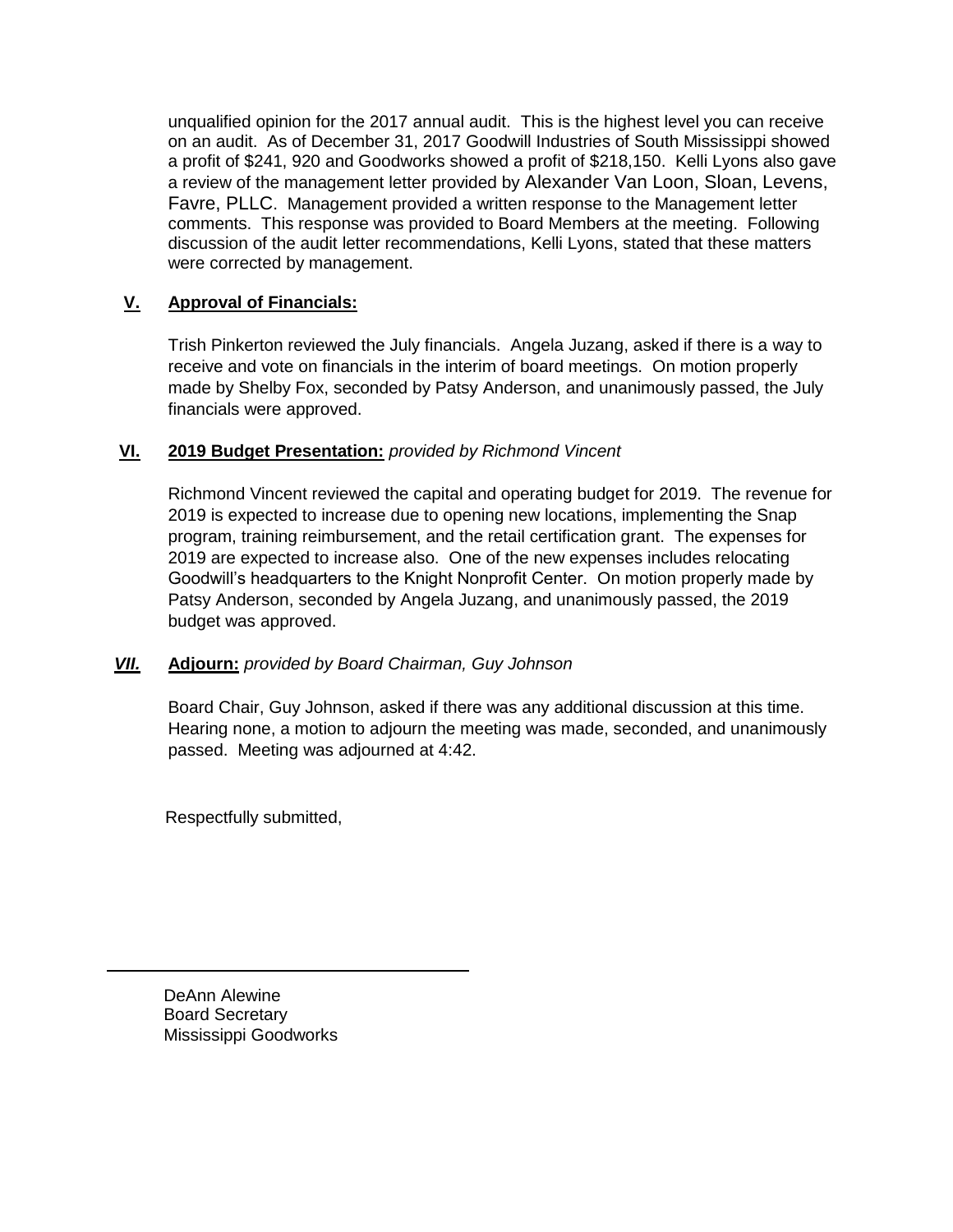unqualified opinion for the 2017 annual audit. This is the highest level you can receive on an audit. As of December 31, 2017 Goodwill Industries of South Mississippi showed a profit of $241, 920 and Goodworks showed a profit of $218,150. Kelli Lyons also gave a review of the management letter provided by Alexander Van Loon, Sloan, Levens, Favre, PLLC. Management provided a written response to the Management letter comments. This response was provided to Board Members at the meeting. Following discussion of the audit letter recommendations, Kelli Lyons, stated that these matters were corrected by management.

## **V. Approval of Financials:**

Trish Pinkerton reviewed the July financials. Angela Juzang, asked if there is a way to receive and vote on financials in the interim of board meetings. On motion properly made by Shelby Fox, seconded by Patsy Anderson, and unanimously passed, the July financials were approved.

## **VI. 2019 Budget Presentation:** *provided by Richmond Vincent*

Richmond Vincent reviewed the capital and operating budget for 2019. The revenue for 2019 is expected to increase due to opening new locations, implementing the Snap program, training reimbursement, and the retail certification grant. The expenses for 2019 are expected to increase also. One of the new expenses includes relocating Goodwill's headquarters to the Knight Nonprofit Center. On motion properly made by Patsy Anderson, seconded by Angela Juzang, and unanimously passed, the 2019 budget was approved.

## ***VII.* Adjourn:** *provided by Board Chairman, Guy Johnson*

Board Chair, Guy Johnson, asked if there was any additional discussion at this time. Hearing none, a motion to adjourn the meeting was made, seconded, and unanimously passed. Meeting was adjourned at 4:42.

Respectfully submitted,

\_\_\_\_\_\_\_\_\_\_\_\_\_\_\_\_\_\_\_\_\_\_\_\_\_\_\_\_\_\_\_\_\_\_\_\_

DeAnn Alewine
Board Secretary
Mississippi Goodworks